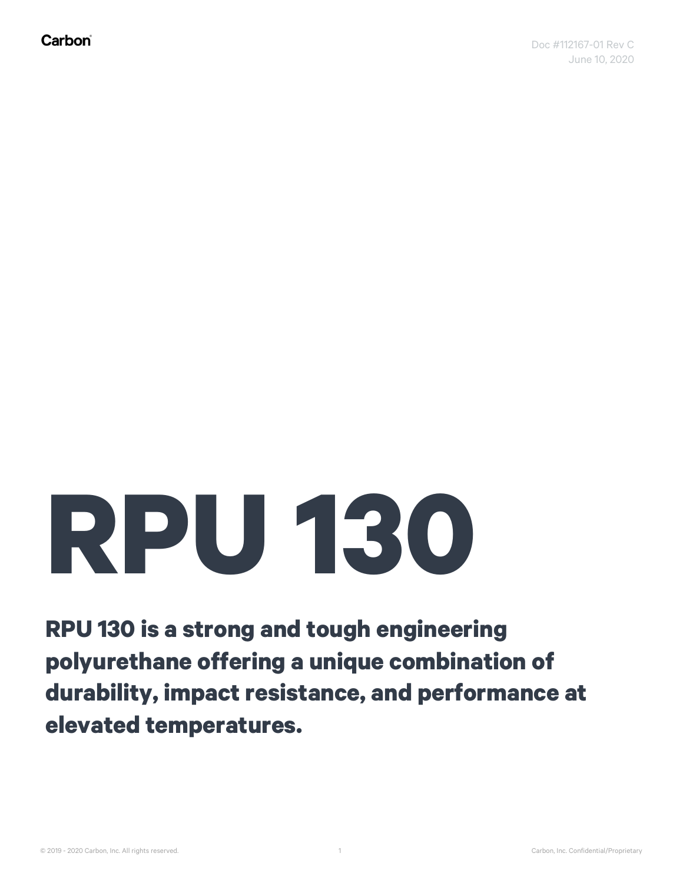Carbon

Doc #112167-01 Rev C
June 10, 2020

# RPU 130

**RPU 130 is a strong and tough engineering polyurethane offering a unique combination of durability, impact resistance, and performance at elevated temperatures.**

© 2019 - 2020 Carbon, Inc. All rights reserved.

Carbon, Inc. Confidential/Proprietary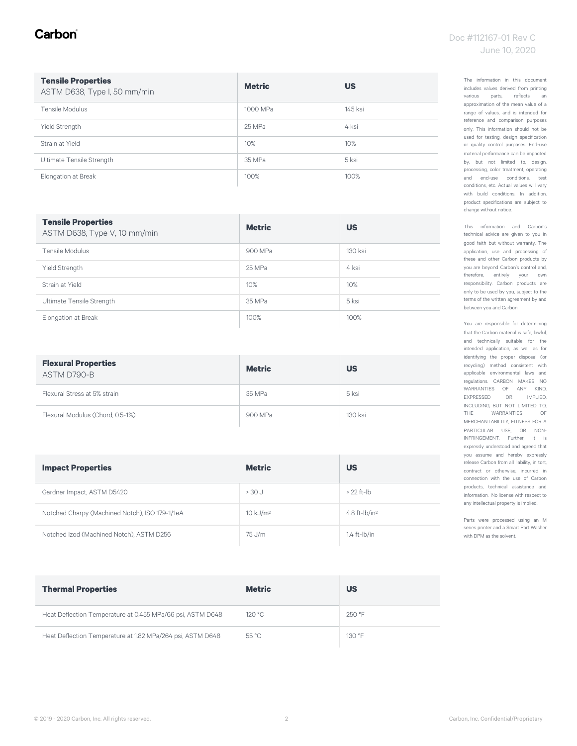| **Tensile Properties** ASTM D638, Type I, 50 mm/min | Metric | US |
|---|---|---|
| Tensile Modulus | 1000 MPa | 145 ksi |
| Yield Strength | 25 MPa | 4 ksi |
| Strain at Yield | 10% | 10% |
| Ultimate Tensile Strength | 35 MPa | 5 ksi |
| Elongation at Break | 100% | 100% |

| **Tensile Properties** ASTM D638, Type V, 10 mm/min | Metric | US |
|---|---|---|
| Tensile Modulus | 900 MPa | 130 ksi |
| Yield Strength | 25 MPa | 4 ksi |
| Strain at Yield | 10% | 10% |
| Ultimate Tensile Strength | 35 MPa | 5 ksi |
| Elongation at Break | 100% | 100% |

| **Flexural Properties** ASTM D790-B | Metric | US |
|---|---|---|
| Flexural Stress at 5% strain | 35 MPa | 5 ksi |
| Flexural Modulus (Chord, 0.5-1%) | 900 MPa | 130 ksi |

| **Impact Properties** | Metric | US |
|---|---|---|
| Gardner Impact, ASTM D5420 | > 30 J | > 22 ft-lb |
| Notched Charpy (Machined Notch), ISO 179-1/1eA | 10 kJ/m² | 4.8 ft-lb/in² |
| Notched Izod (Machined Notch), ASTM D256 | 75 J/m | 1.4 ft-lb/in |

| **Thermal Properties** | Metric | US |
|---|---|---|
| Heat Deflection Temperature at 0.455 MPa/66 psi, ASTM D648 | 120 °C | 250 °F |
| Heat Deflection Temperature at 1.82 MPa/264 psi, ASTM D648 | 55 °C | 130 °F |

The information in this document includes values derived from printing various parts, reflects an approximation of the mean value of a range of values, and is intended for reference and comparison purposes only. This information should not be used for testing, design specification or quality control purposes. End-use material performance can be impacted by, but not limited to, design, processing, color treatment, operating and end-use conditions, test conditions, etc. Actual values will vary with build conditions. In addition, product specifications are subject to change without notice.

This information and Carbon's technical advice are given to you in good faith but without warranty. The application, use and processing of these and other Carbon products by you are beyond Carbon's control and, therefore, entirely your own responsibility. Carbon products are only to be used by you, subject to the terms of the written agreement by and between you and Carbon.

You are responsible for determining that the Carbon material is safe, lawful, and technically suitable for the intended application, as well as for identifying the proper disposal (or recycling) method consistent with applicable environmental laws and regulations. CARBON MAKES NO WARRANTIES OF ANY KIND, EXPRESSED OR IMPLIED, INCLUDING, BUT NOT LIMITED TO, THE WARRANTIES OF MERCHANTABILITY, FITNESS FOR A PARTICULAR USE, OR NON-INFRINGEMENT. Further, it is expressly understood and agreed that you assume and hereby expressly release Carbon from all liability, in tort, contract or otherwise, incurred in connection with the use of Carbon products, technical assistance and information. No license with respect to any intellectual property is implied.

Parts were processed using an M series printer and a Smart Part Washer with DPM as the solvent.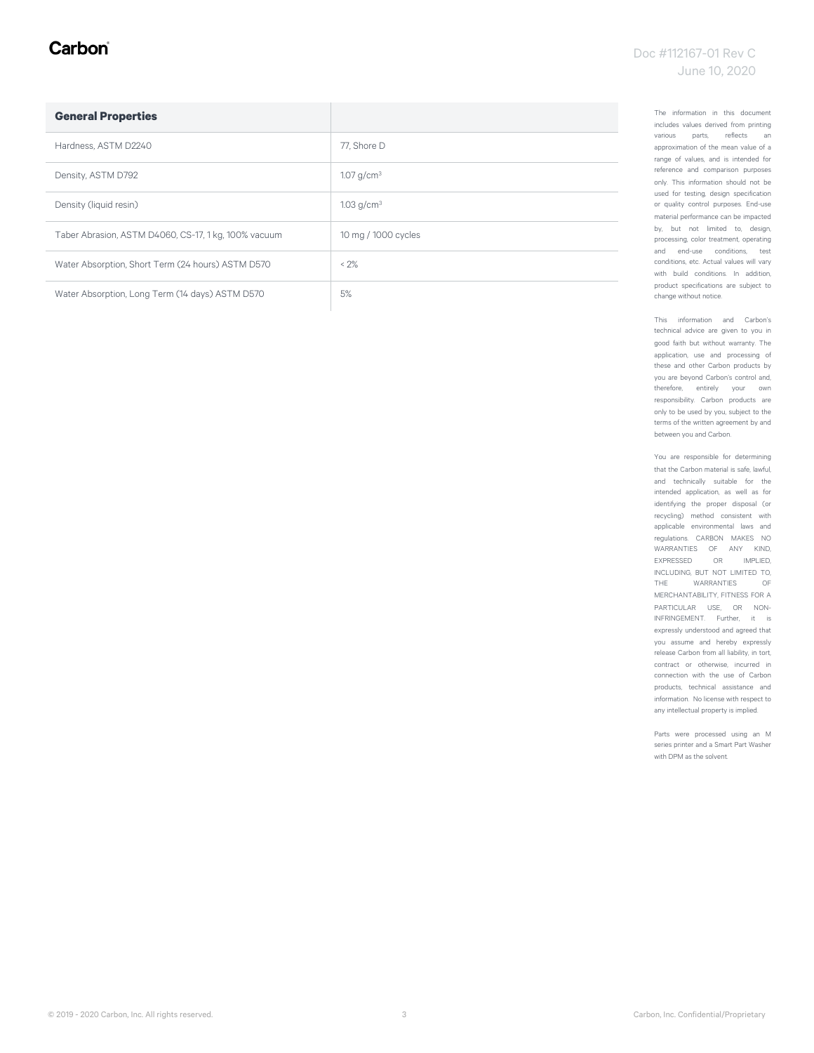| General Properties | |
|---|---|
| Hardness, ASTM D2240 | 77, Shore D |
| Density, ASTM D792 | 1.07 g/cm$^3$ |
| Density (liquid resin) | 1.03 g/cm$^3$ |
| Taber Abrasion, ASTM D4060, CS-17, 1 kg, 100% vacuum | 10 mg / 1000 cycles |
| Water Absorption, Short Term (24 hours) ASTM D570 | < 2% |
| Water Absorption, Long Term (14 days) ASTM D570 | 5% |

The information in this document includes values derived from printing various parts, reflects an approximation of the mean value of a range of values, and is intended for reference and comparison purposes only. This information should not be used for testing, design specification or quality control purposes. End-use material performance can be impacted by, but not limited to, design, processing, color treatment, operating and end-use conditions, test conditions, etc. Actual values will vary with build conditions. In addition, product specifications are subject to change without notice.

This information and Carbon's technical advice are given to you in good faith but without warranty. The application, use and processing of these and other Carbon products by you are beyond Carbon's control and, therefore, entirely your own responsibility. Carbon products are only to be used by you, subject to the terms of the written agreement by and between you and Carbon.

You are responsible for determining that the Carbon material is safe, lawful, and technically suitable for the intended application, as well as for identifying the proper disposal (or recycling) method consistent with applicable environmental laws and regulations. CARBON MAKES NO WARRANTIES OF ANY KIND, EXPRESSED OR IMPLIED, INCLUDING, BUT NOT LIMITED TO, THE WARRANTIES OF MERCHANTABILITY, FITNESS FOR A PARTICULAR USE, OR NON-INFRINGEMENT. Further, it is expressly understood and agreed that you assume and hereby expressly release Carbon from all liability, in tort, contract or otherwise, incurred in connection with the use of Carbon products, technical assistance and information. No license with respect to any intellectual property is implied.

Parts were processed using an M series printer and a Smart Part Washer with DPM as the solvent.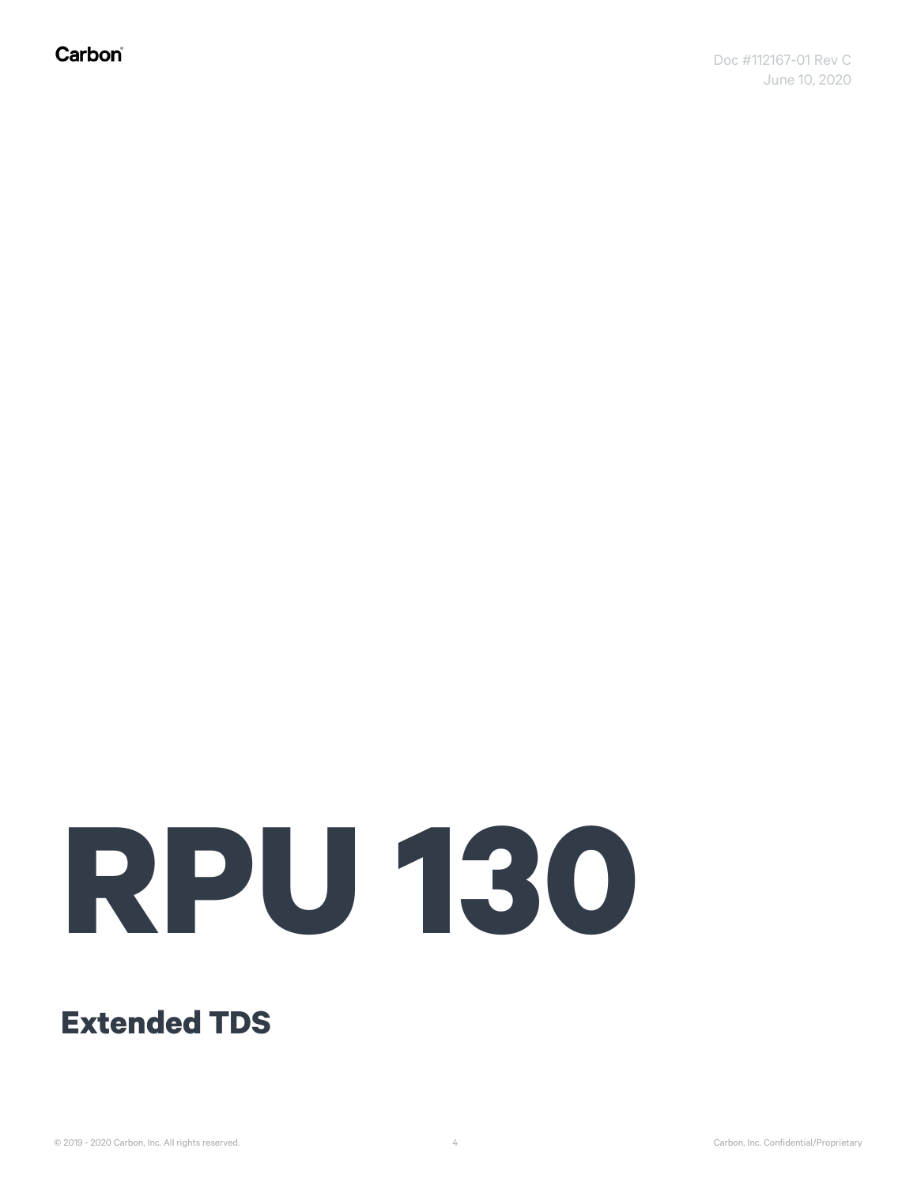# RPU 130

## Extended TDS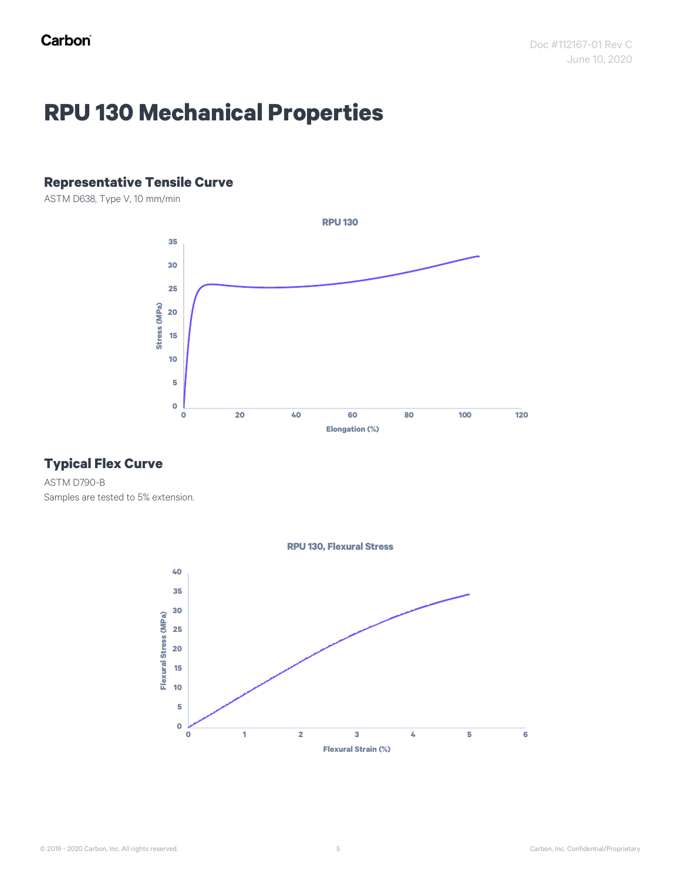# RPU 130 Mechanical Properties

### Representative Tensile Curve

ASTM D638, Type V, 10 mm/min

### Typical Flex Curve

ASTM D790-B

Samples are tested to 5% extension.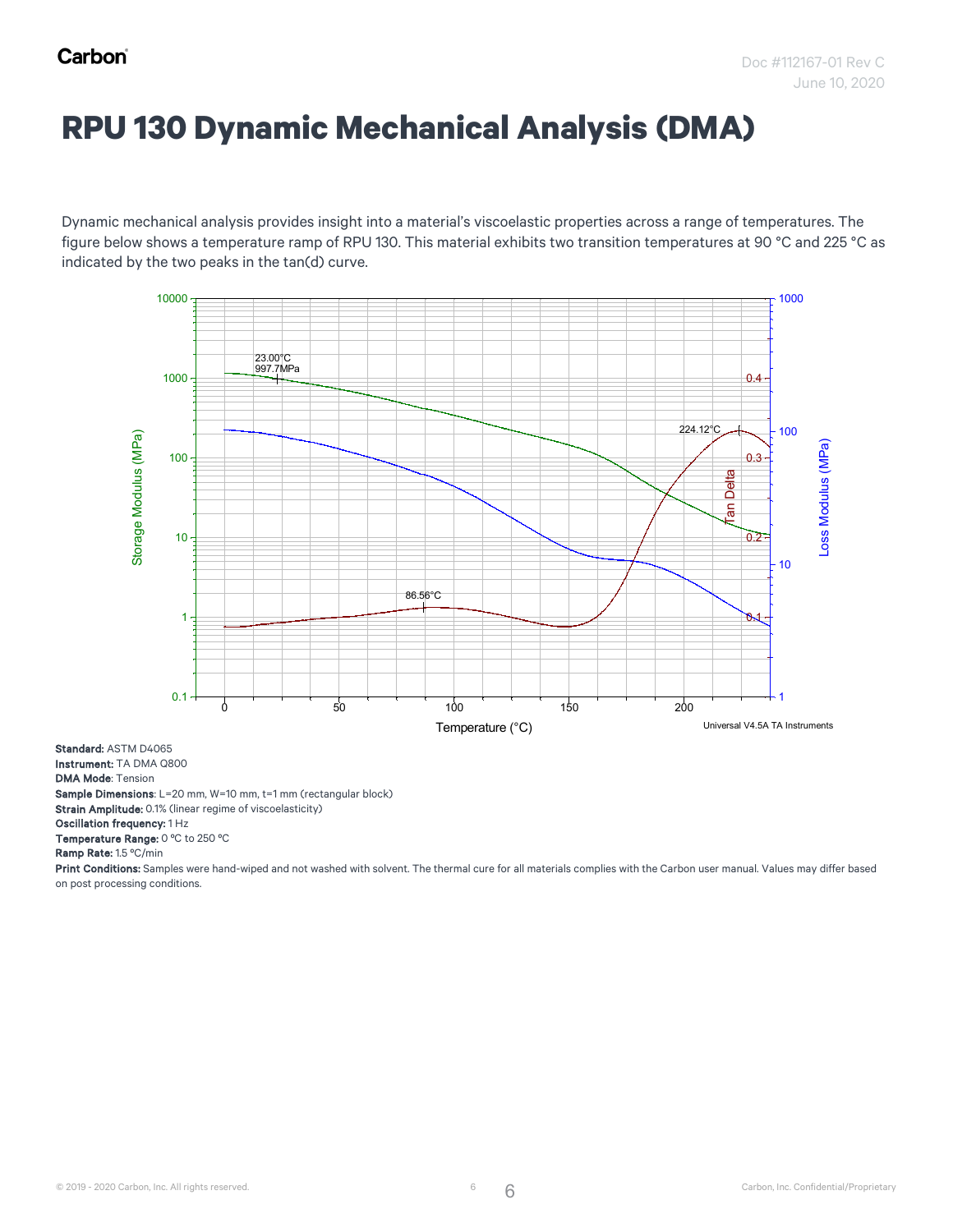# RPU 130 Dynamic Mechanical Analysis (DMA)

Dynamic mechanical analysis provides insight into a material's viscoelastic properties across a range of temperatures. The figure below shows a temperature ramp of RPU 130. This material exhibits two transition temperatures at 90 °C and 225 °C as indicated by the two peaks in the tan(d) curve.

**Standard:** ASTM D4065
**Instrument:** TA DMA Q800
**DMA Mode**: Tension
**Sample Dimensions**: L=20 mm, W=10 mm, t=1 mm (rectangular block)
**Strain Amplitude:** 0.1% (linear regime of viscoelasticity)
**Oscillation frequency:** 1 Hz
**Temperature Range:** 0 °C to 250 °C
**Ramp Rate:** 1.5 °C/min
**Print Conditions:** Samples were hand-wiped and not washed with solvent. The thermal cure for all materials complies with the Carbon user manual. Values may differ based on post processing conditions.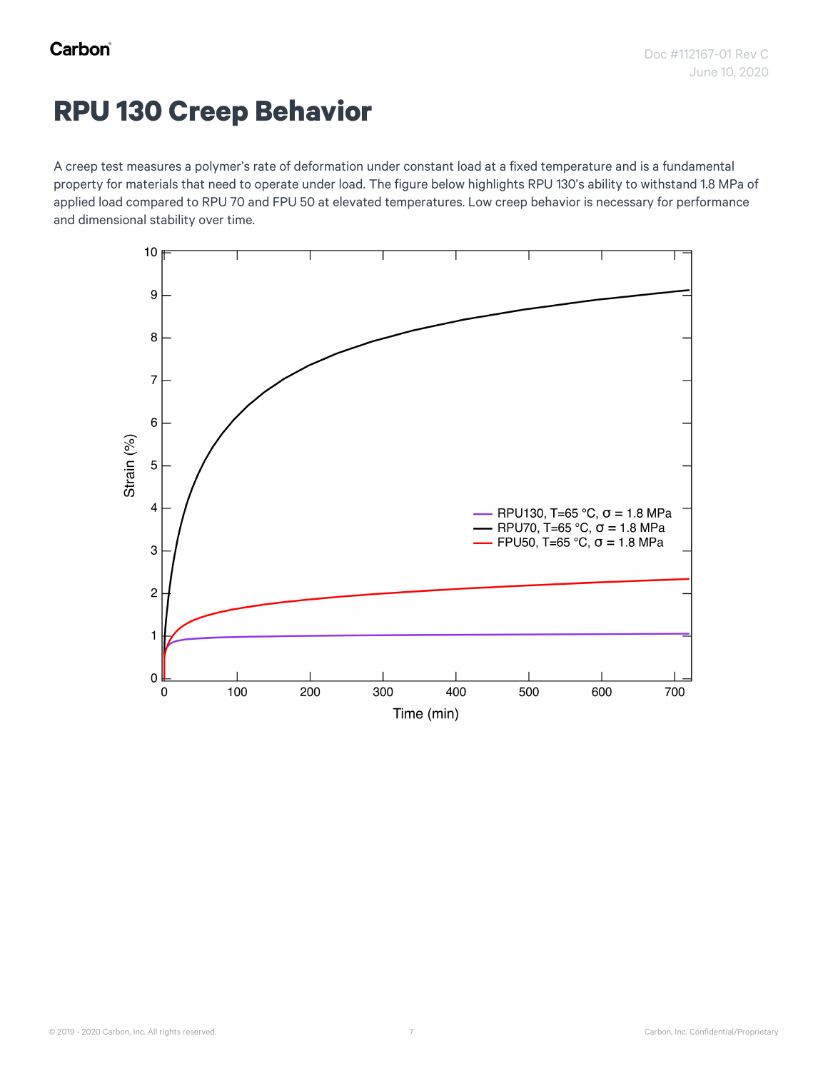# RPU 130 Creep Behavior

A creep test measures a polymer's rate of deformation under constant load at a fixed temperature and is a fundamental property for materials that need to operate under load. The figure below highlights RPU 130's ability to withstand 1.8 MPa of applied load compared to RPU 70 and FPU 50 at elevated temperatures. Low creep behavior is necessary for performance and dimensional stability over time.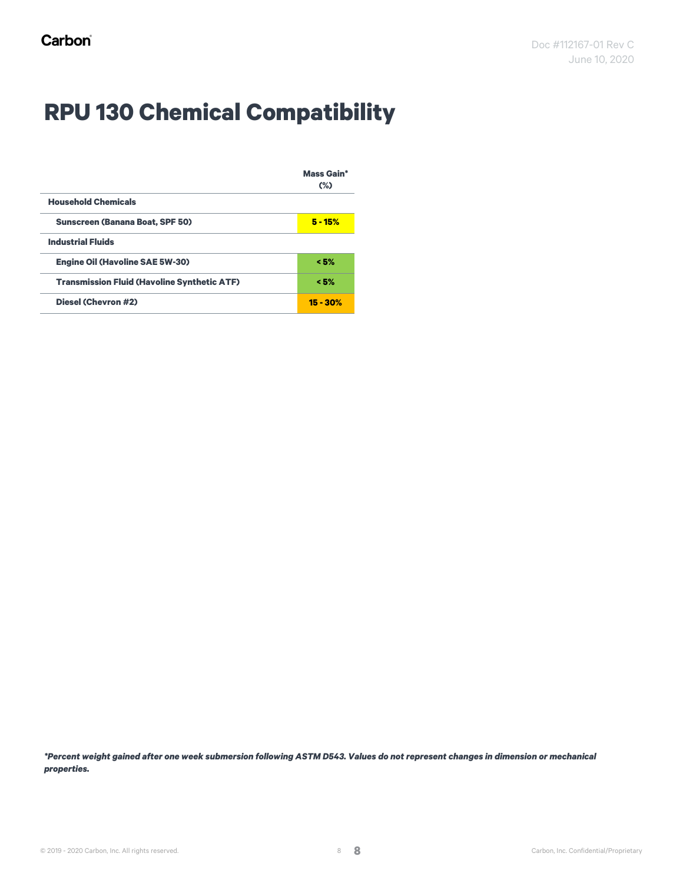# RPU 130 Chemical Compatibility

| | Mass Gain* (%) |
|---|---|
| **Household Chemicals** | |
| **Sunscreen (Banana Boat, SPF 50)** | **5 - 15%** |
| **Industrial Fluids** | |
| **Engine Oil (Havoline SAE 5W-30)** | **< 5%** |
| **Transmission Fluid (Havoline Synthetic ATF)** | **< 5%** |
| **Diesel (Chevron #2)** | **15 - 30%** |

***Percent weight gained after one week submersion following ASTM D543. Values do not represent changes in dimension or mechanical properties.***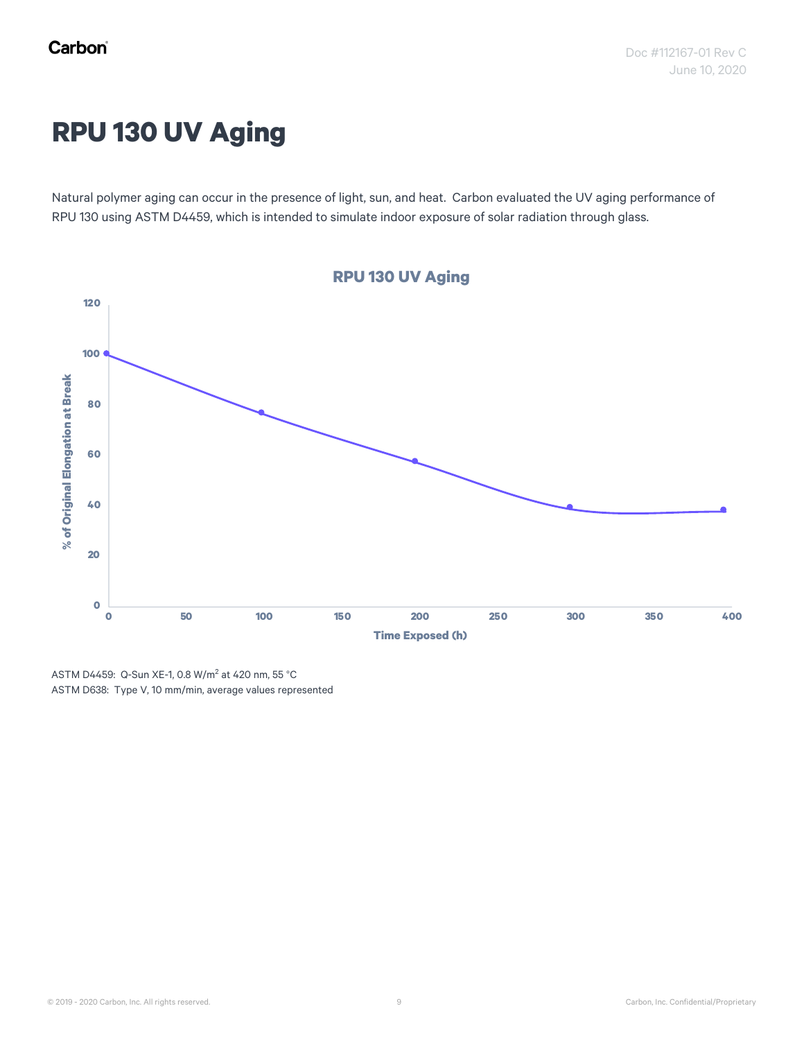# RPU 130 UV Aging

Natural polymer aging can occur in the presence of light, sun, and heat. Carbon evaluated the UV aging performance of RPU 130 using ASTM D4459, which is intended to simulate indoor exposure of solar radiation through glass.

ASTM D4459: Q-Sun XE-1, 0.8 W/m$^2$ at 420 nm, 55 °C
ASTM D638: Type V, 10 mm/min, average values represented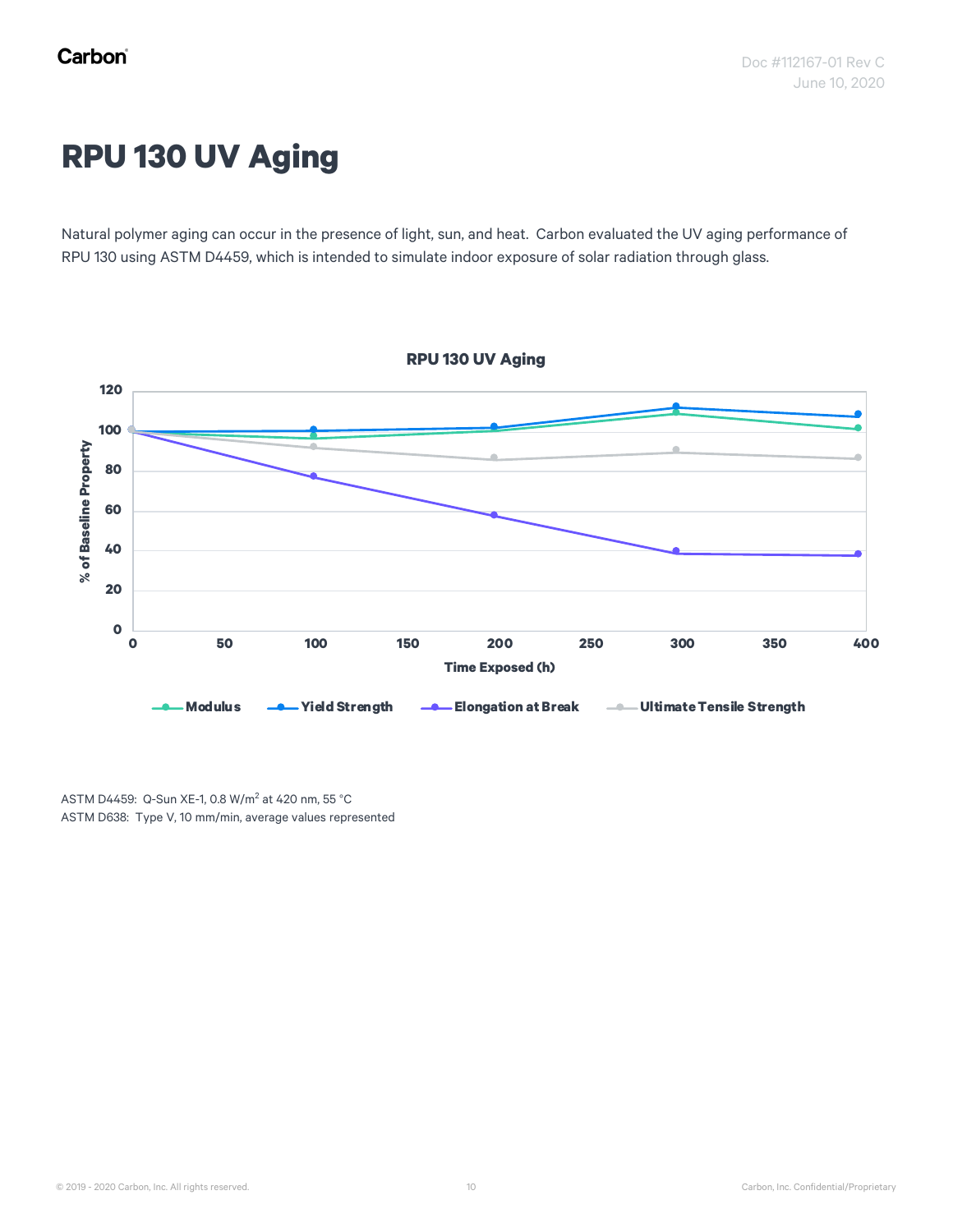# RPU 130 UV Aging

Natural polymer aging can occur in the presence of light, sun, and heat. Carbon evaluated the UV aging performance of RPU 130 using ASTM D4459, which is intended to simulate indoor exposure of solar radiation through glass.

**RPU 130 UV Aging**

ASTM D4459: Q-Sun XE-1, 0.8 W/m$^2$ at 420 nm, 55 °C
ASTM D638: Type V, 10 mm/min, average values represented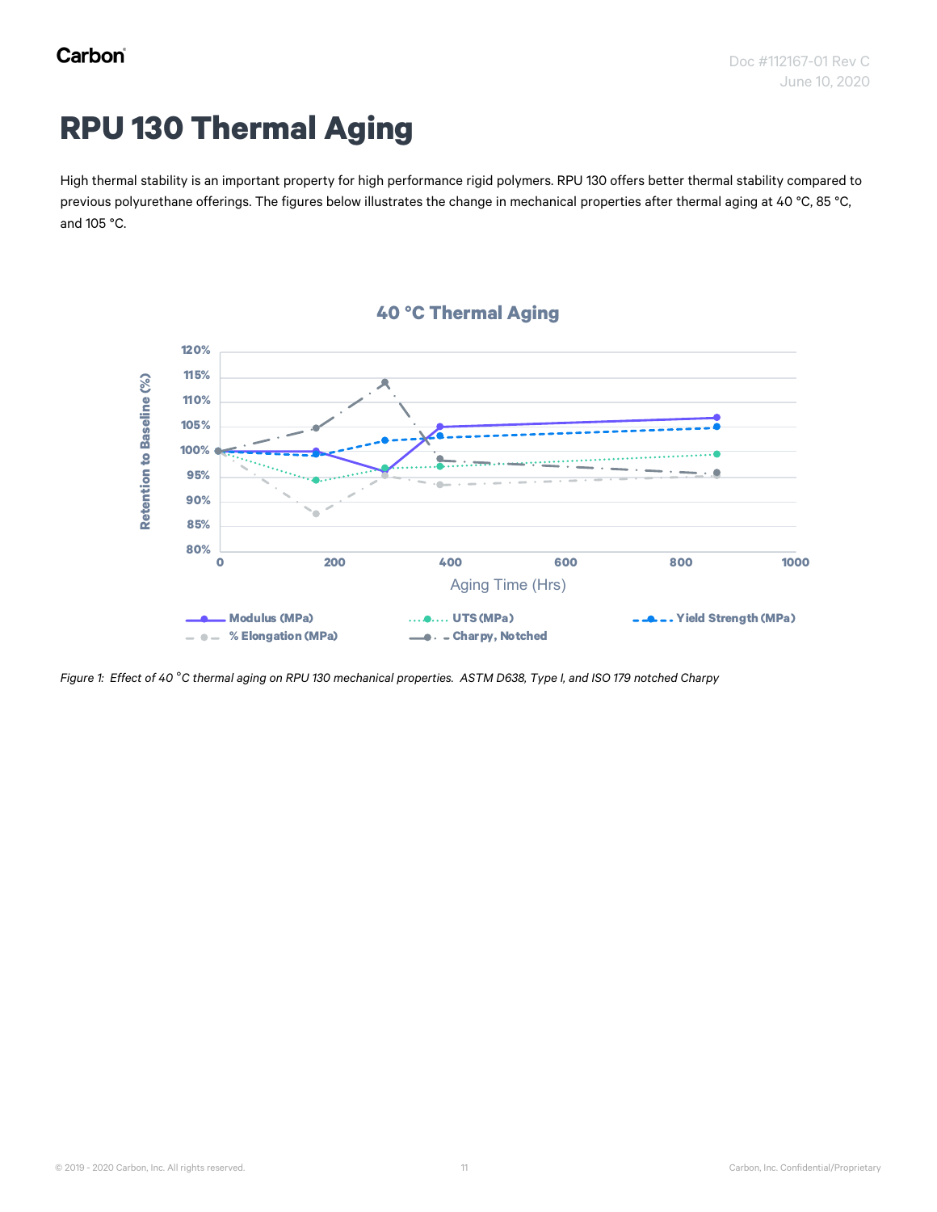# RPU 130 Thermal Aging

High thermal stability is an important property for high performance rigid polymers. RPU 130 offers better thermal stability compared to previous polyurethane offerings. The figures below illustrates the change in mechanical properties after thermal aging at 40 °C, 85 °C, and 105 °C.

*Figure 1: Effect of 40 °C thermal aging on RPU 130 mechanical properties. ASTM D638, Type I, and ISO 179 notched Charpy*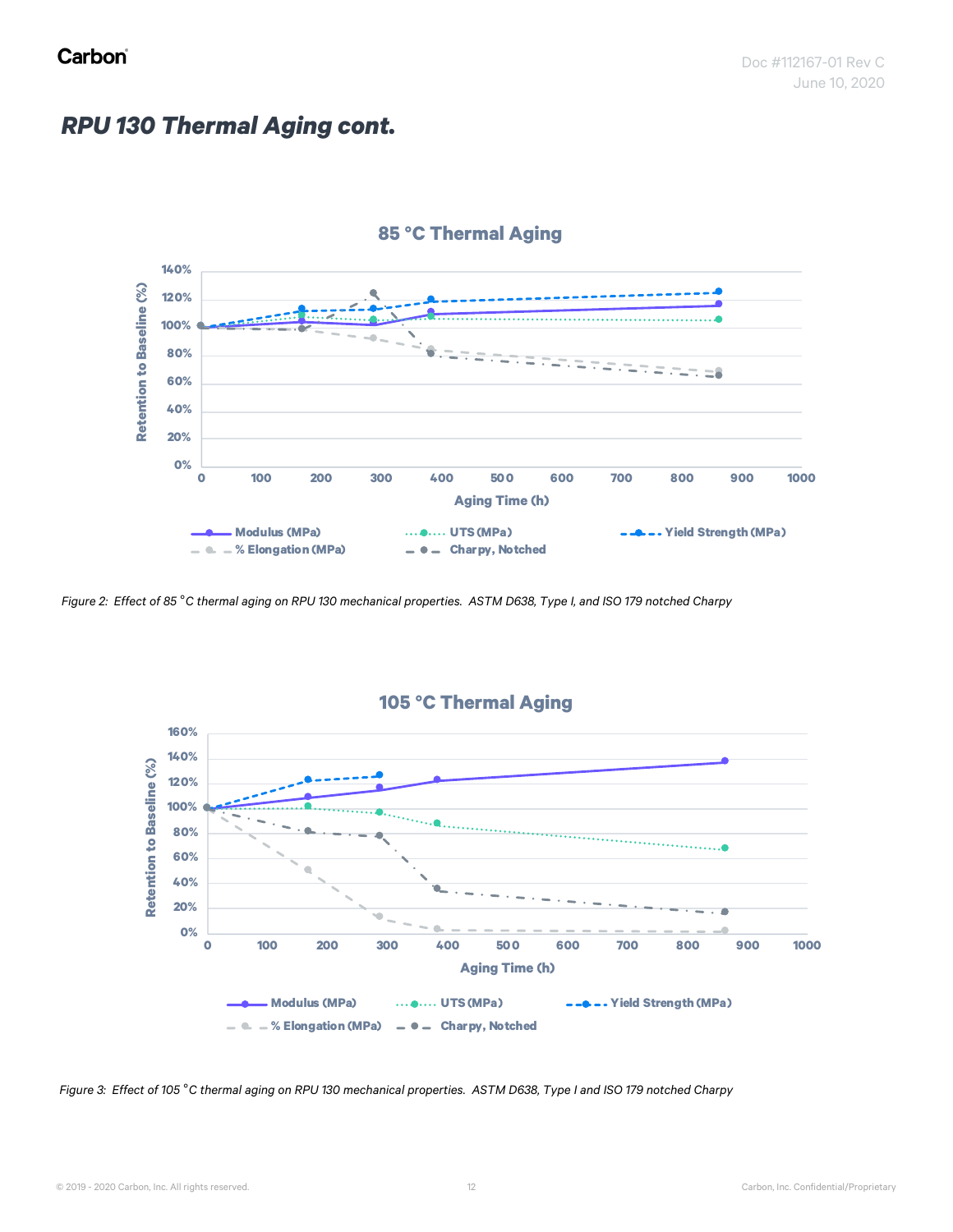## *RPU 130 Thermal Aging cont.*

*Figure 2: Effect of 85 °C thermal aging on RPU 130 mechanical properties. ASTM D638, Type I, and ISO 179 notched Charpy*

*Figure 3: Effect of 105 °C thermal aging on RPU 130 mechanical properties. ASTM D638, Type I and ISO 179 notched Charpy*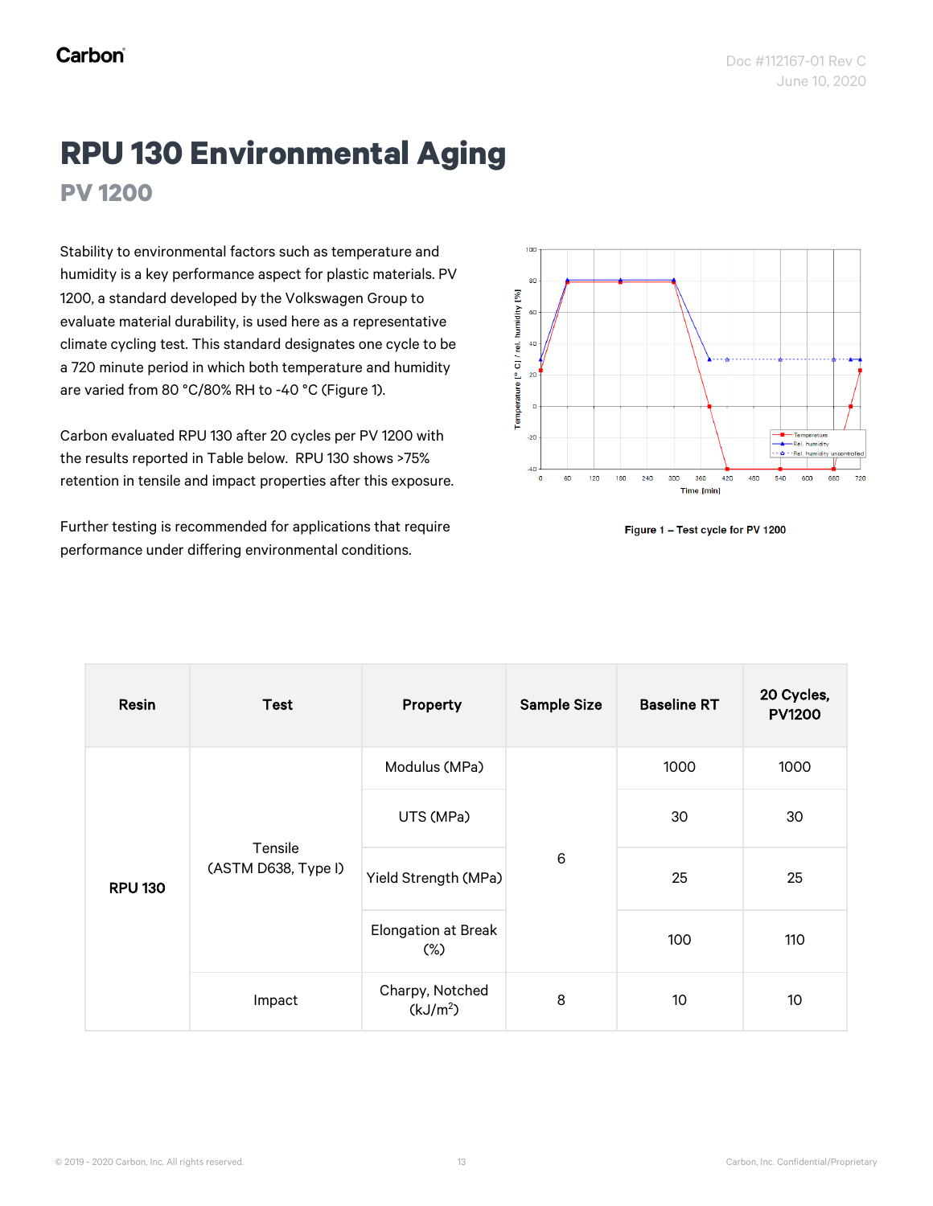# RPU 130 Environmental Aging

## PV 1200

Stability to environmental factors such as temperature and humidity is a key performance aspect for plastic materials. PV 1200, a standard developed by the Volkswagen Group to evaluate material durability, is used here as a representative climate cycling test. This standard designates one cycle to be a 720 minute period in which both temperature and humidity are varied from 80 °C/80% RH to -40 °C (Figure 1).

Carbon evaluated RPU 130 after 20 cycles per PV 1200 with the results reported in Table below. RPU 130 shows >75% retention in tensile and impact properties after this exposure.

Further testing is recommended for applications that require performance under differing environmental conditions.

**Figure 1 – Test cycle for PV 1200**

| Resin | Test | Property | Sample Size | Baseline RT | 20 Cycles, PV1200 |
|---|---|---|---|---|---|
| RPU 130 | Tensile (ASTM D638, Type I) | Modulus (MPa) | 6 | 1000 | 1000 |
| | | UTS (MPa) | | 30 | 30 |
| | | Yield Strength (MPa) | | 25 | 25 |
| | | Elongation at Break (%) | | 100 | 110 |
| | Impact | Charpy, Notched ($kJ/m^2$) | 8 | 10 | 10 |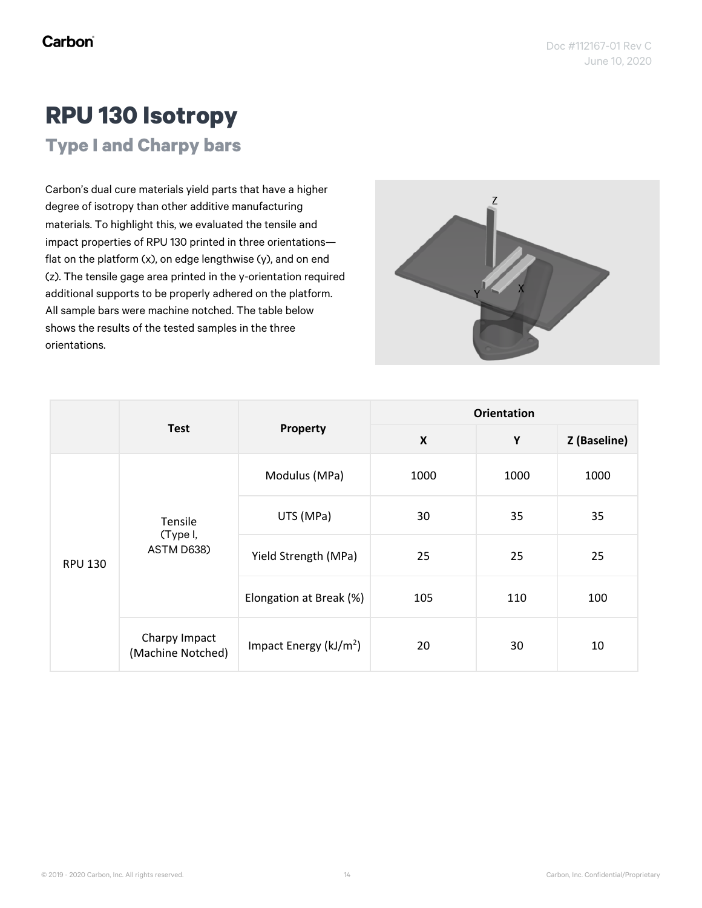# RPU 130 Isotropy

## Type I and Charpy bars

Carbon's dual cure materials yield parts that have a higher degree of isotropy than other additive manufacturing materials. To highlight this, we evaluated the tensile and impact properties of RPU 130 printed in three orientations—flat on the platform (x), on edge lengthwise (y), and on end (z). The tensile gage area printed in the y-orientation required additional supports to be properly adhered on the platform. All sample bars were machine notched. The table below shows the results of the tested samples in the three orientations.

| | Test | Property | Orientation | | |
|---|---|---|---|---|---|
| | | | X | Y | Z (Baseline) |
| RPU 130 | Tensile (Type I, ASTM D638) | Modulus (MPa) | 1000 | 1000 | 1000 |
| | | UTS (MPa) | 30 | 35 | 35 |
| | | Yield Strength (MPa) | 25 | 25 | 25 |
| | | Elongation at Break (%) | 105 | 110 | 100 |
| | Charpy Impact (Machine Notched) | Impact Energy ($kJ/m^2$) | 20 | 30 | 10 |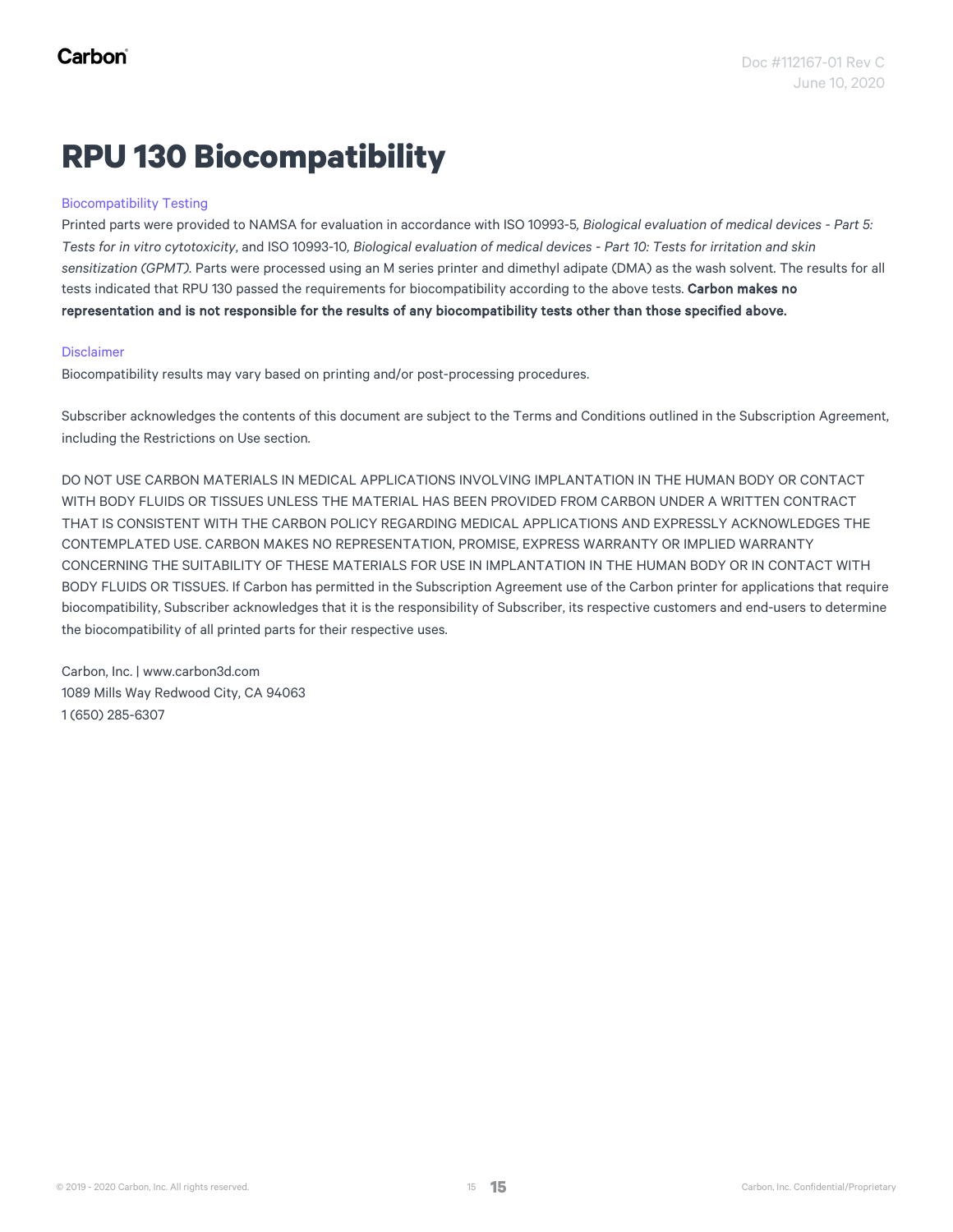# RPU 130 Biocompatibility

### Biocompatibility Testing

Printed parts were provided to NAMSA for evaluation in accordance with ISO 10993-5, *Biological evaluation of medical devices - Part 5: Tests for in vitro cytotoxicity*, and ISO 10993-10, *Biological evaluation of medical devices - Part 10: Tests for irritation and skin sensitization (GPMT).* Parts were processed using an M series printer and dimethyl adipate (DMA) as the wash solvent. The results for all tests indicated that RPU 130 passed the requirements for biocompatibility according to the above tests. **Carbon makes no representation and is not responsible for the results of any biocompatibility tests other than those specified above.**

### Disclaimer

Biocompatibility results may vary based on printing and/or post-processing procedures.

Subscriber acknowledges the contents of this document are subject to the Terms and Conditions outlined in the Subscription Agreement, including the Restrictions on Use section.

DO NOT USE CARBON MATERIALS IN MEDICAL APPLICATIONS INVOLVING IMPLANTATION IN THE HUMAN BODY OR CONTACT WITH BODY FLUIDS OR TISSUES UNLESS THE MATERIAL HAS BEEN PROVIDED FROM CARBON UNDER A WRITTEN CONTRACT THAT IS CONSISTENT WITH THE CARBON POLICY REGARDING MEDICAL APPLICATIONS AND EXPRESSLY ACKNOWLEDGES THE CONTEMPLATED USE. CARBON MAKES NO REPRESENTATION, PROMISE, EXPRESS WARRANTY OR IMPLIED WARRANTY CONCERNING THE SUITABILITY OF THESE MATERIALS FOR USE IN IMPLANTATION IN THE HUMAN BODY OR IN CONTACT WITH BODY FLUIDS OR TISSUES. If Carbon has permitted in the Subscription Agreement use of the Carbon printer for applications that require biocompatibility, Subscriber acknowledges that it is the responsibility of Subscriber, its respective customers and end-users to determine the biocompatibility of all printed parts for their respective uses.

Carbon, Inc. | www.carbon3d.com
1089 Mills Way Redwood City, CA 94063
1 (650) 285-6307